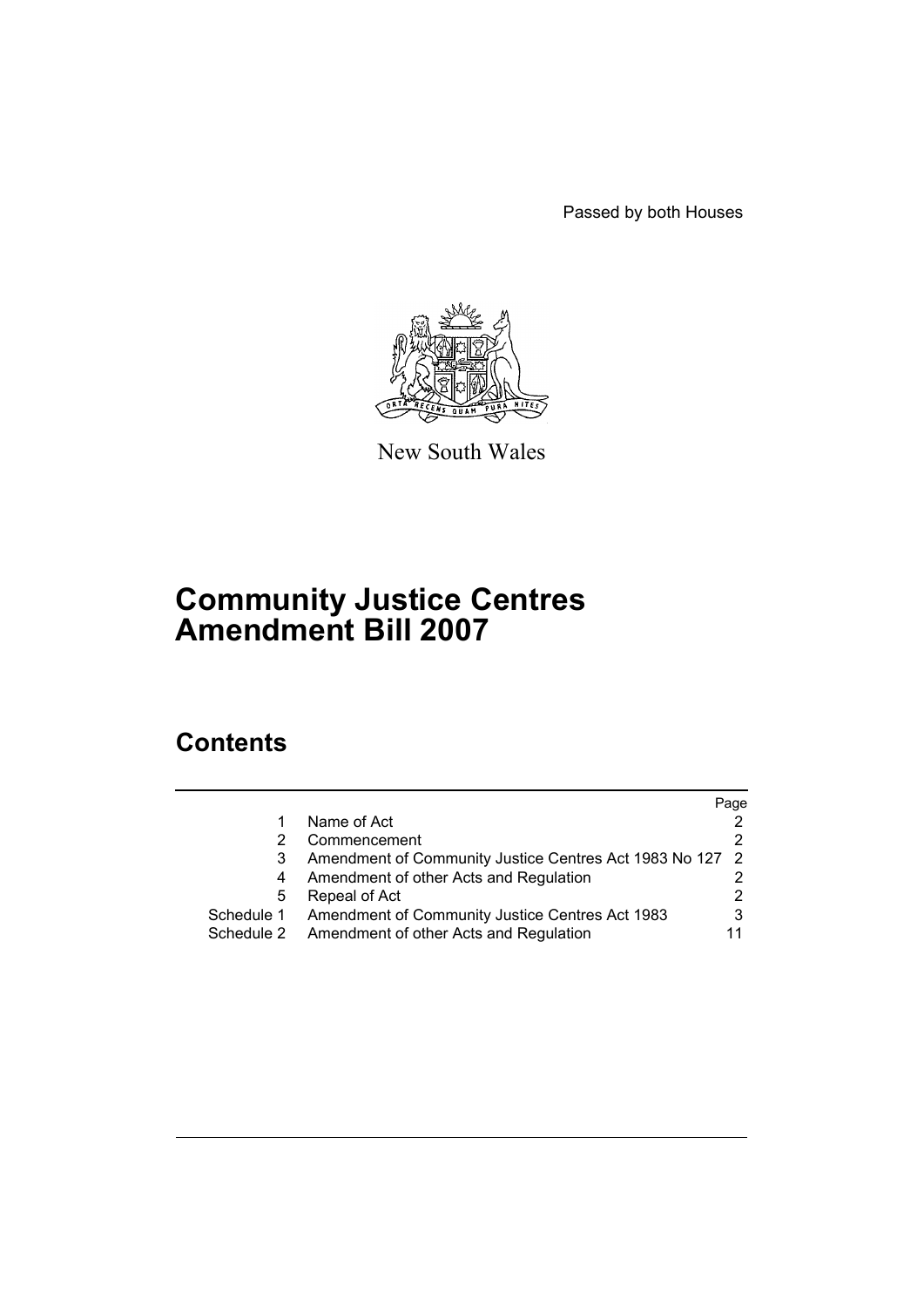Passed by both Houses

New South Wales

# Community Justice Centres Amendment Bill 2007

## Contents

| | | Page |
|---|---|---|
| 1 | Name of Act | 2 |
| 2 | Commencement | 2 |
| 3 | Amendment of Community Justice Centres Act 1983 No 127 | 2 |
| 4 | Amendment of other Acts and Regulation | 2 |
| 5 | Repeal of Act | 2 |
| Schedule 1 | Amendment of Community Justice Centres Act 1983 | 3 |
| Schedule 2 | Amendment of other Acts and Regulation | 11 |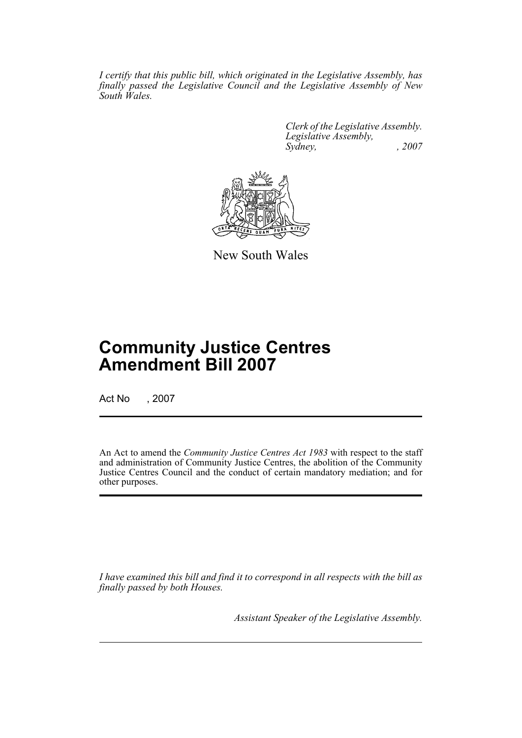*I certify that this public bill, which originated in the Legislative Assembly, has finally passed the Legislative Council and the Legislative Assembly of New South Wales.*

*Clerk of the Legislative Assembly.*
*Legislative Assembly,*
*Sydney, , 2007*

New South Wales

# Community Justice Centres Amendment Bill 2007

Act No , 2007

An Act to amend the *Community Justice Centres Act 1983* with respect to the staff and administration of Community Justice Centres, the abolition of the Community Justice Centres Council and the conduct of certain mandatory mediation; and for other purposes.

*I have examined this bill and find it to correspond in all respects with the bill as finally passed by both Houses.*

*Assistant Speaker of the Legislative Assembly.*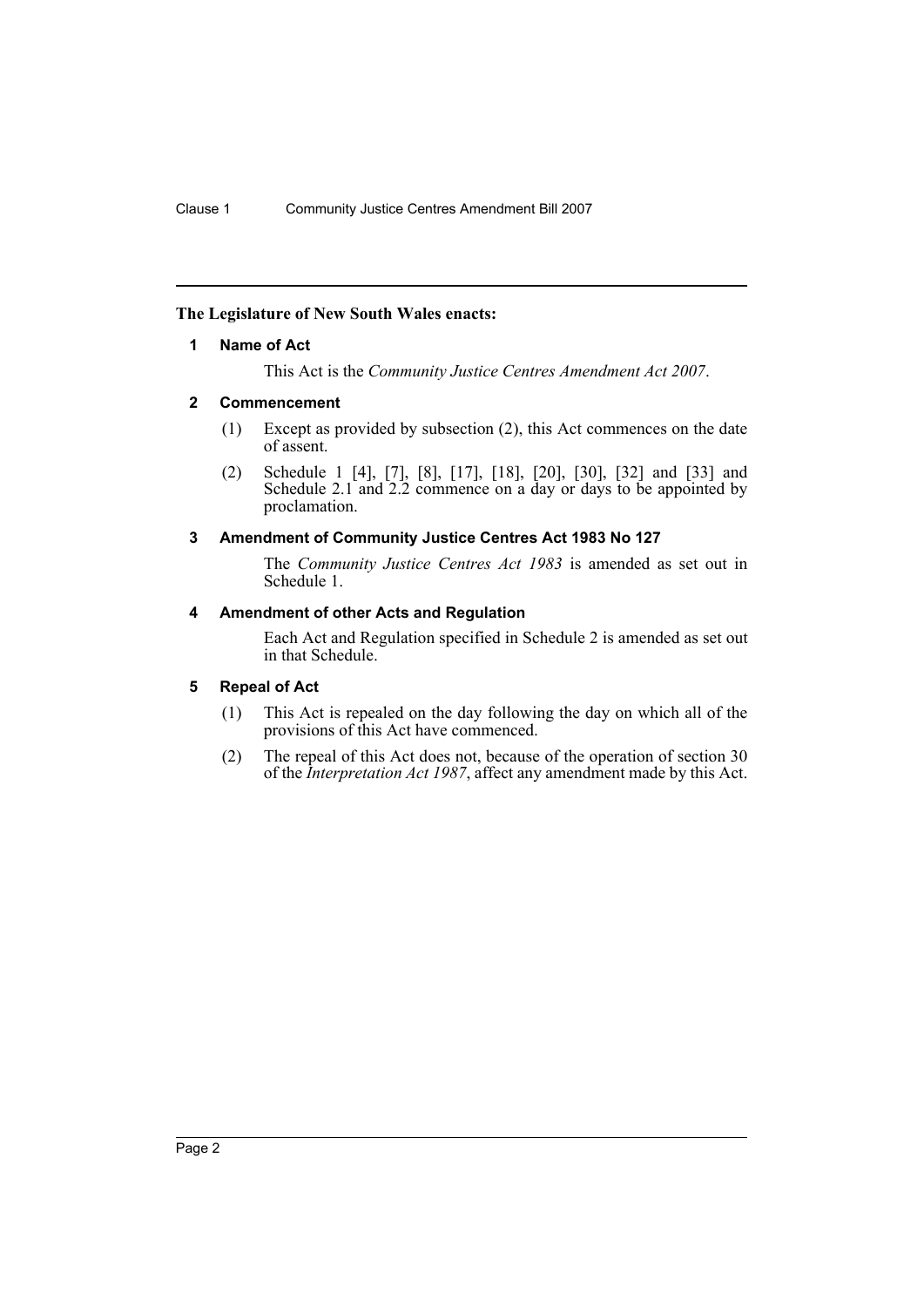**The Legislature of New South Wales enacts:**

## 1 Name of Act

This Act is the *Community Justice Centres Amendment Act 2007*.

## 2 Commencement

(1) Except as provided by subsection (2), this Act commences on the date of assent.

(2) Schedule 1 [4], [7], [8], [17], [18], [20], [30], [32] and [33] and Schedule 2.1 and 2.2 commence on a day or days to be appointed by proclamation.

## 3 Amendment of Community Justice Centres Act 1983 No 127

The *Community Justice Centres Act 1983* is amended as set out in Schedule 1.

## 4 Amendment of other Acts and Regulation

Each Act and Regulation specified in Schedule 2 is amended as set out in that Schedule.

## 5 Repeal of Act

(1) This Act is repealed on the day following the day on which all of the provisions of this Act have commenced.

(2) The repeal of this Act does not, because of the operation of section 30 of the *Interpretation Act 1987*, affect any amendment made by this Act.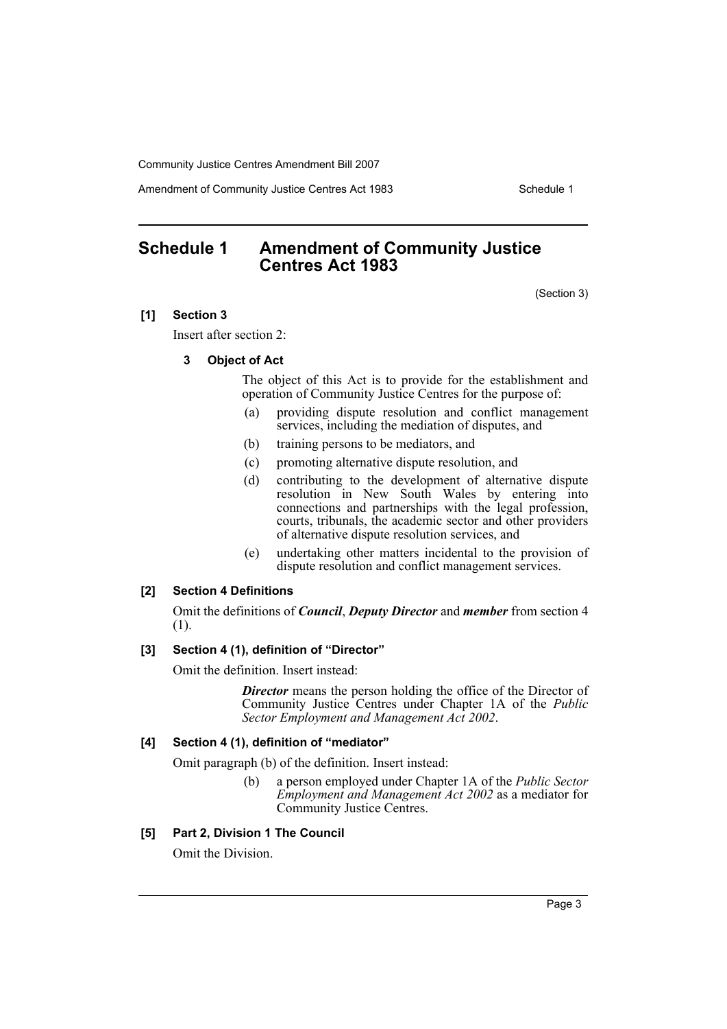# Schedule 1 Amendment of Community Justice Centres Act 1983

(Section 3)

**[1] Section 3**

Insert after section 2:

**3 Object of Act**

The object of this Act is to provide for the establishment and operation of Community Justice Centres for the purpose of:

(a) providing dispute resolution and conflict management services, including the mediation of disputes, and

(b) training persons to be mediators, and

(c) promoting alternative dispute resolution, and

(d) contributing to the development of alternative dispute resolution in New South Wales by entering into connections and partnerships with the legal profession, courts, tribunals, the academic sector and other providers of alternative dispute resolution services, and

(e) undertaking other matters incidental to the provision of dispute resolution and conflict management services.

**[2] Section 4 Definitions**

Omit the definitions of ***Council***, ***Deputy Director*** and ***member*** from section 4 (1).

**[3] Section 4 (1), definition of "Director"**

Omit the definition. Insert instead:

> ***Director*** means the person holding the office of the Director of Community Justice Centres under Chapter 1A of the *Public Sector Employment and Management Act 2002*.

**[4] Section 4 (1), definition of "mediator"**

Omit paragraph (b) of the definition. Insert instead:

> (b) a person employed under Chapter 1A of the *Public Sector Employment and Management Act 2002* as a mediator for Community Justice Centres.

**[5] Part 2, Division 1 The Council**

Omit the Division.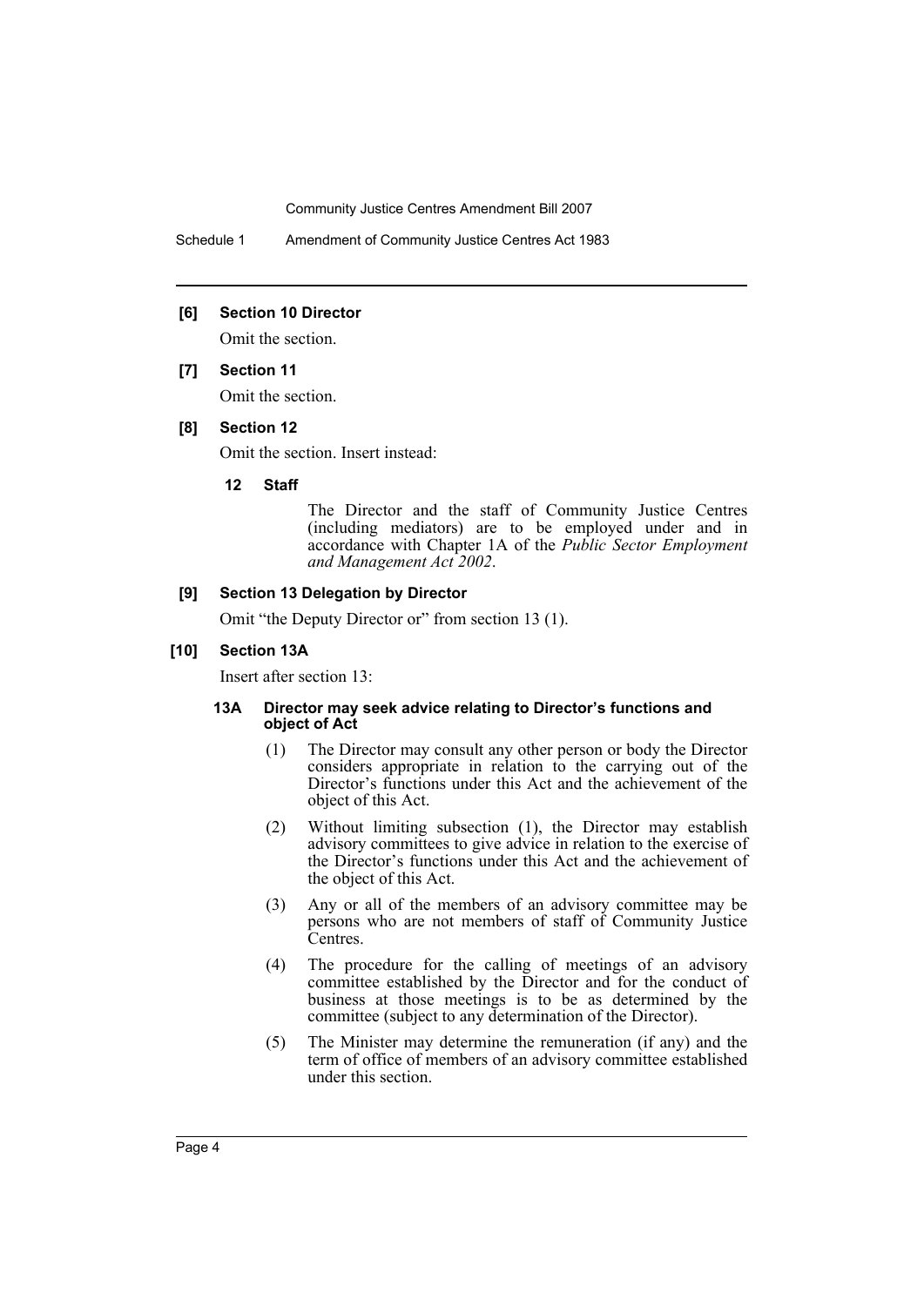**[6] Section 10 Director**

Omit the section.

**[7] Section 11**

Omit the section.

**[8] Section 12**

Omit the section. Insert instead:

**12 Staff**

The Director and the staff of Community Justice Centres (including mediators) are to be employed under and in accordance with Chapter 1A of the *Public Sector Employment and Management Act 2002*.

**[9] Section 13 Delegation by Director**

Omit "the Deputy Director or" from section 13 (1).

**[10] Section 13A**

Insert after section 13:

**13A Director may seek advice relating to Director's functions and object of Act**

(1) The Director may consult any other person or body the Director considers appropriate in relation to the carrying out of the Director's functions under this Act and the achievement of the object of this Act.

(2) Without limiting subsection (1), the Director may establish advisory committees to give advice in relation to the exercise of the Director's functions under this Act and the achievement of the object of this Act.

(3) Any or all of the members of an advisory committee may be persons who are not members of staff of Community Justice Centres.

(4) The procedure for the calling of meetings of an advisory committee established by the Director and for the conduct of business at those meetings is to be as determined by the committee (subject to any determination of the Director).

(5) The Minister may determine the remuneration (if any) and the term of office of members of an advisory committee established under this section.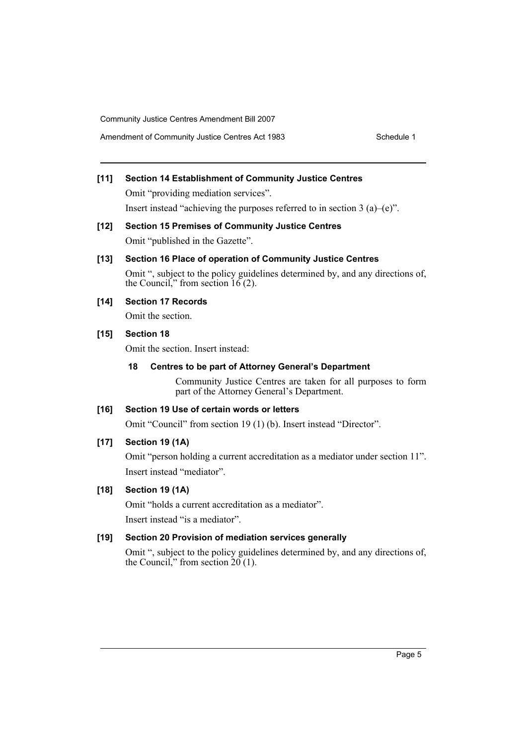**[11] Section 14 Establishment of Community Justice Centres**

Omit "providing mediation services".

Insert instead "achieving the purposes referred to in section 3 (a)–(e)".

**[12] Section 15 Premises of Community Justice Centres**

Omit "published in the Gazette".

**[13] Section 16 Place of operation of Community Justice Centres**

Omit ", subject to the policy guidelines determined by, and any directions of, the Council," from section 16 (2).

**[14] Section 17 Records**

Omit the section.

**[15] Section 18**

Omit the section. Insert instead:

**18 Centres to be part of Attorney General's Department**

Community Justice Centres are taken for all purposes to form part of the Attorney General's Department.

**[16] Section 19 Use of certain words or letters**

Omit "Council" from section 19 (1) (b). Insert instead "Director".

**[17] Section 19 (1A)**

Omit "person holding a current accreditation as a mediator under section 11".

Insert instead "mediator".

**[18] Section 19 (1A)**

Omit "holds a current accreditation as a mediator".

Insert instead "is a mediator".

**[19] Section 20 Provision of mediation services generally**

Omit ", subject to the policy guidelines determined by, and any directions of, the Council," from section 20 (1).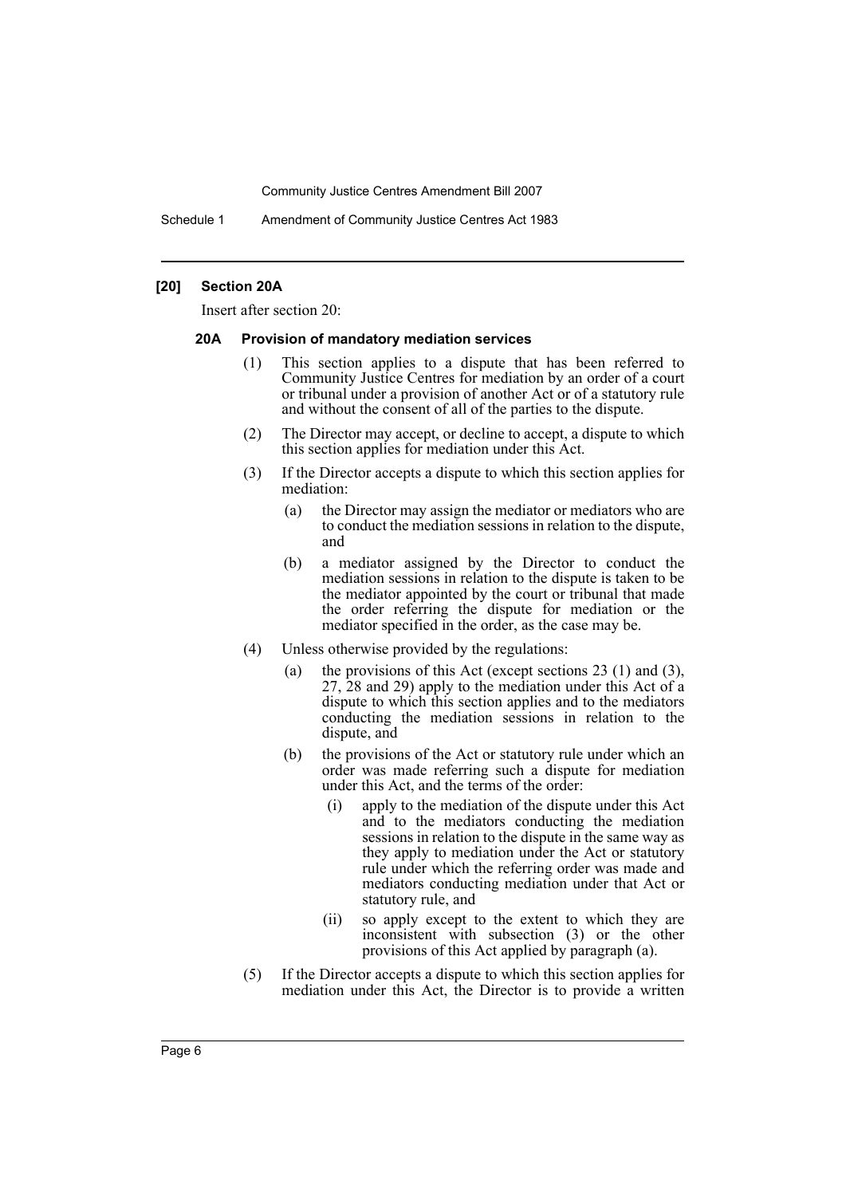### [20] Section 20A

Insert after section 20:

#### 20A Provision of mandatory mediation services

(1) This section applies to a dispute that has been referred to Community Justice Centres for mediation by an order of a court or tribunal under a provision of another Act or of a statutory rule and without the consent of all of the parties to the dispute.

(2) The Director may accept, or decline to accept, a dispute to which this section applies for mediation under this Act.

(3) If the Director accepts a dispute to which this section applies for mediation:

- (a) the Director may assign the mediator or mediators who are to conduct the mediation sessions in relation to the dispute, and
- (b) a mediator assigned by the Director to conduct the mediation sessions in relation to the dispute is taken to be the mediator appointed by the court or tribunal that made the order referring the dispute for mediation or the mediator specified in the order, as the case may be.

(4) Unless otherwise provided by the regulations:

- (a) the provisions of this Act (except sections 23 (1) and (3), 27, 28 and 29) apply to the mediation under this Act of a dispute to which this section applies and to the mediators conducting the mediation sessions in relation to the dispute, and
- (b) the provisions of the Act or statutory rule under which an order was made referring such a dispute for mediation under this Act, and the terms of the order:
  - (i) apply to the mediation of the dispute under this Act and to the mediators conducting the mediation sessions in relation to the dispute in the same way as they apply to mediation under the Act or statutory rule under which the referring order was made and mediators conducting mediation under that Act or statutory rule, and
  - (ii) so apply except to the extent to which they are inconsistent with subsection (3) or the other provisions of this Act applied by paragraph (a).

(5) If the Director accepts a dispute to which this section applies for mediation under this Act, the Director is to provide a written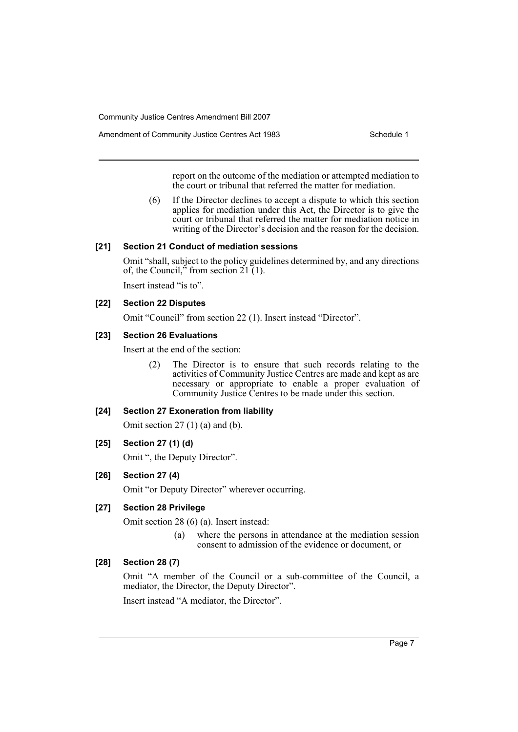report on the outcome of the mediation or attempted mediation to the court or tribunal that referred the matter for mediation.

(6) If the Director declines to accept a dispute to which this section applies for mediation under this Act, the Director is to give the court or tribunal that referred the matter for mediation notice in writing of the Director's decision and the reason for the decision.

**[21] Section 21 Conduct of mediation sessions**

Omit "shall, subject to the policy guidelines determined by, and any directions of, the Council," from section 21 (1).

Insert instead "is to".

**[22] Section 22 Disputes**

Omit "Council" from section 22 (1). Insert instead "Director".

**[23] Section 26 Evaluations**

Insert at the end of the section:

(2) The Director is to ensure that such records relating to the activities of Community Justice Centres are made and kept as are necessary or appropriate to enable a proper evaluation of Community Justice Centres to be made under this section.

**[24] Section 27 Exoneration from liability**

Omit section 27 (1) (a) and (b).

**[25] Section 27 (1) (d)**

Omit ", the Deputy Director".

**[26] Section 27 (4)**

Omit "or Deputy Director" wherever occurring.

**[27] Section 28 Privilege**

Omit section 28 (6) (a). Insert instead:

(a) where the persons in attendance at the mediation session consent to admission of the evidence or document, or

**[28] Section 28 (7)**

Omit "A member of the Council or a sub-committee of the Council, a mediator, the Director, the Deputy Director".

Insert instead "A mediator, the Director".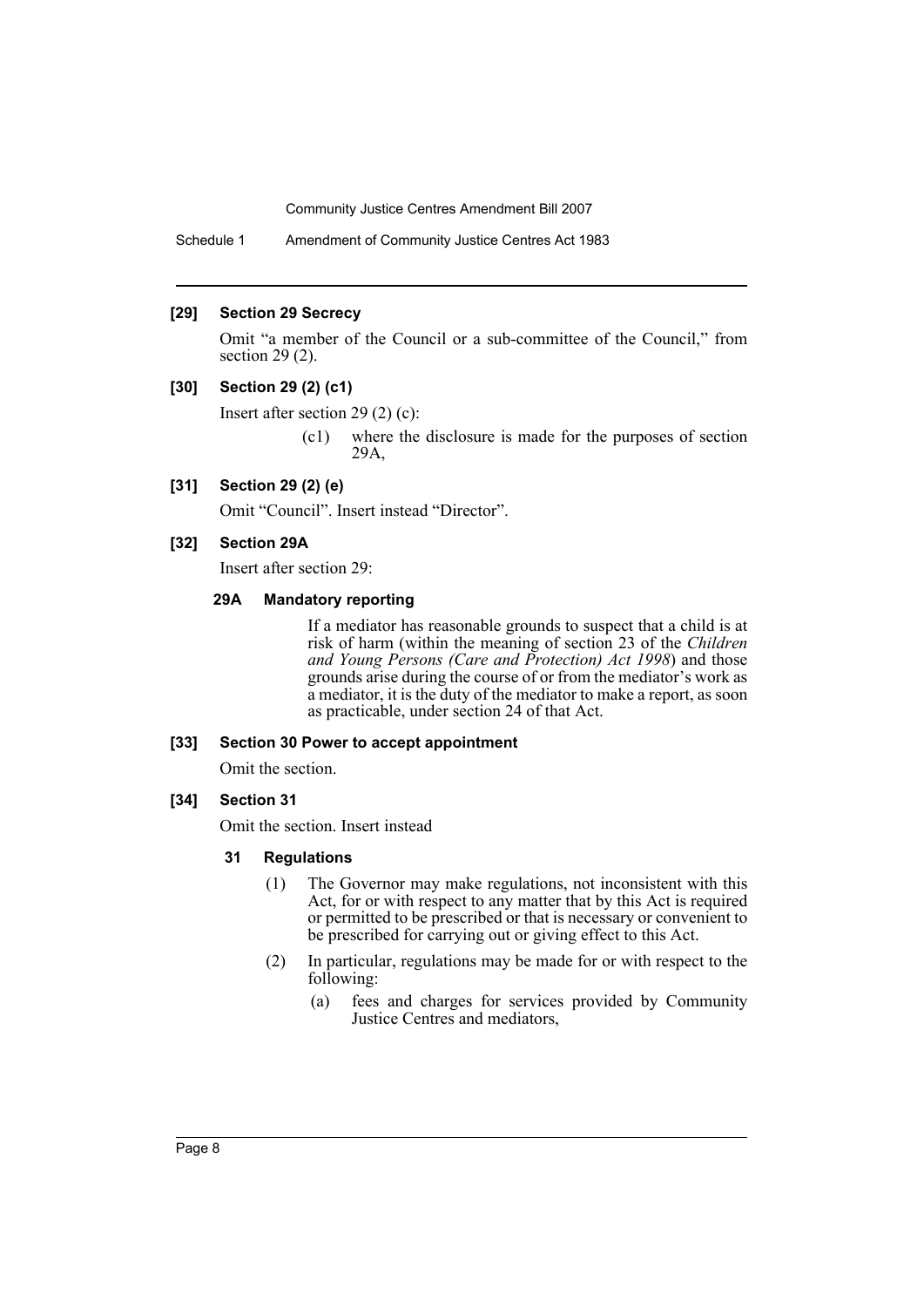#### [29] Section 29 Secrecy

Omit "a member of the Council or a sub-committee of the Council," from section 29 (2).

#### [30] Section 29 (2) (c1)

Insert after section 29 (2) (c):

> (c1) where the disclosure is made for the purposes of section 29A,

#### [31] Section 29 (2) (e)

Omit "Council". Insert instead "Director".

#### [32] Section 29A

Insert after section 29:

> **29A Mandatory reporting**
>
> If a mediator has reasonable grounds to suspect that a child is at risk of harm (within the meaning of section 23 of the *Children and Young Persons (Care and Protection) Act 1998*) and those grounds arise during the course of or from the mediator's work as a mediator, it is the duty of the mediator to make a report, as soon as practicable, under section 24 of that Act.

#### [33] Section 30 Power to accept appointment

Omit the section.

#### [34] Section 31

Omit the section. Insert instead

> **31 Regulations**
>
> (1) The Governor may make regulations, not inconsistent with this Act, for or with respect to any matter that by this Act is required or permitted to be prescribed or that is necessary or convenient to be prescribed for carrying out or giving effect to this Act.
>
> (2) In particular, regulations may be made for or with respect to the following:
>
> (a) fees and charges for services provided by Community Justice Centres and mediators,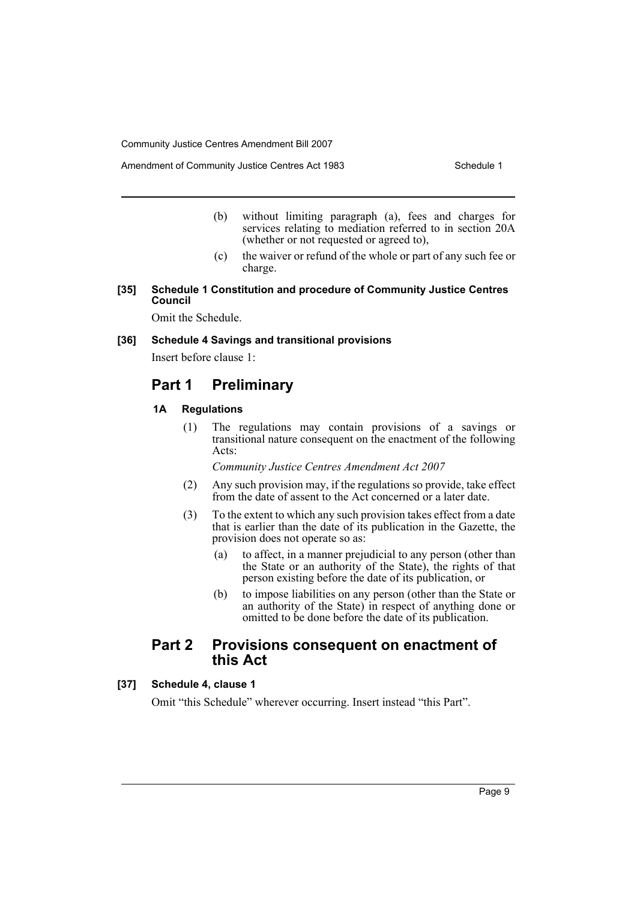(b) without limiting paragraph (a), fees and charges for services relating to mediation referred to in section 20A (whether or not requested or agreed to),

(c) the waiver or refund of the whole or part of any such fee or charge.

**[35] Schedule 1 Constitution and procedure of Community Justice Centres Council**

Omit the Schedule.

**[36] Schedule 4 Savings and transitional provisions**

Insert before clause 1:

## Part 1 Preliminary

**1A Regulations**

(1) The regulations may contain provisions of a savings or transitional nature consequent on the enactment of the following Acts:

*Community Justice Centres Amendment Act 2007*

(2) Any such provision may, if the regulations so provide, take effect from the date of assent to the Act concerned or a later date.

(3) To the extent to which any such provision takes effect from a date that is earlier than the date of its publication in the Gazette, the provision does not operate so as:

(a) to affect, in a manner prejudicial to any person (other than the State or an authority of the State), the rights of that person existing before the date of its publication, or

(b) to impose liabilities on any person (other than the State or an authority of the State) in respect of anything done or omitted to be done before the date of its publication.

## Part 2 Provisions consequent on enactment of this Act

**[37] Schedule 4, clause 1**

Omit "this Schedule" wherever occurring. Insert instead "this Part".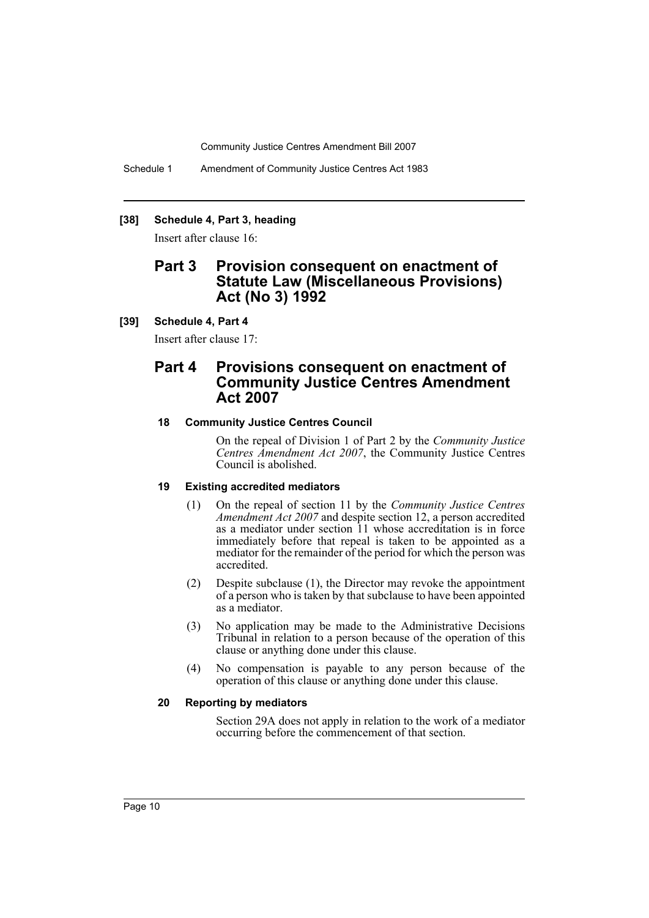**[38] Schedule 4, Part 3, heading**

Insert after clause 16:

## Part 3 Provision consequent on enactment of Statute Law (Miscellaneous Provisions) Act (No 3) 1992

**[39] Schedule 4, Part 4**

Insert after clause 17:

## Part 4 Provisions consequent on enactment of Community Justice Centres Amendment Act 2007

#### 18 Community Justice Centres Council

On the repeal of Division 1 of Part 2 by the *Community Justice Centres Amendment Act 2007*, the Community Justice Centres Council is abolished.

#### 19 Existing accredited mediators

(1) On the repeal of section 11 by the *Community Justice Centres Amendment Act 2007* and despite section 12, a person accredited as a mediator under section 11 whose accreditation is in force immediately before that repeal is taken to be appointed as a mediator for the remainder of the period for which the person was accredited.

(2) Despite subclause (1), the Director may revoke the appointment of a person who is taken by that subclause to have been appointed as a mediator.

(3) No application may be made to the Administrative Decisions Tribunal in relation to a person because of the operation of this clause or anything done under this clause.

(4) No compensation is payable to any person because of the operation of this clause or anything done under this clause.

#### 20 Reporting by mediators

Section 29A does not apply in relation to the work of a mediator occurring before the commencement of that section.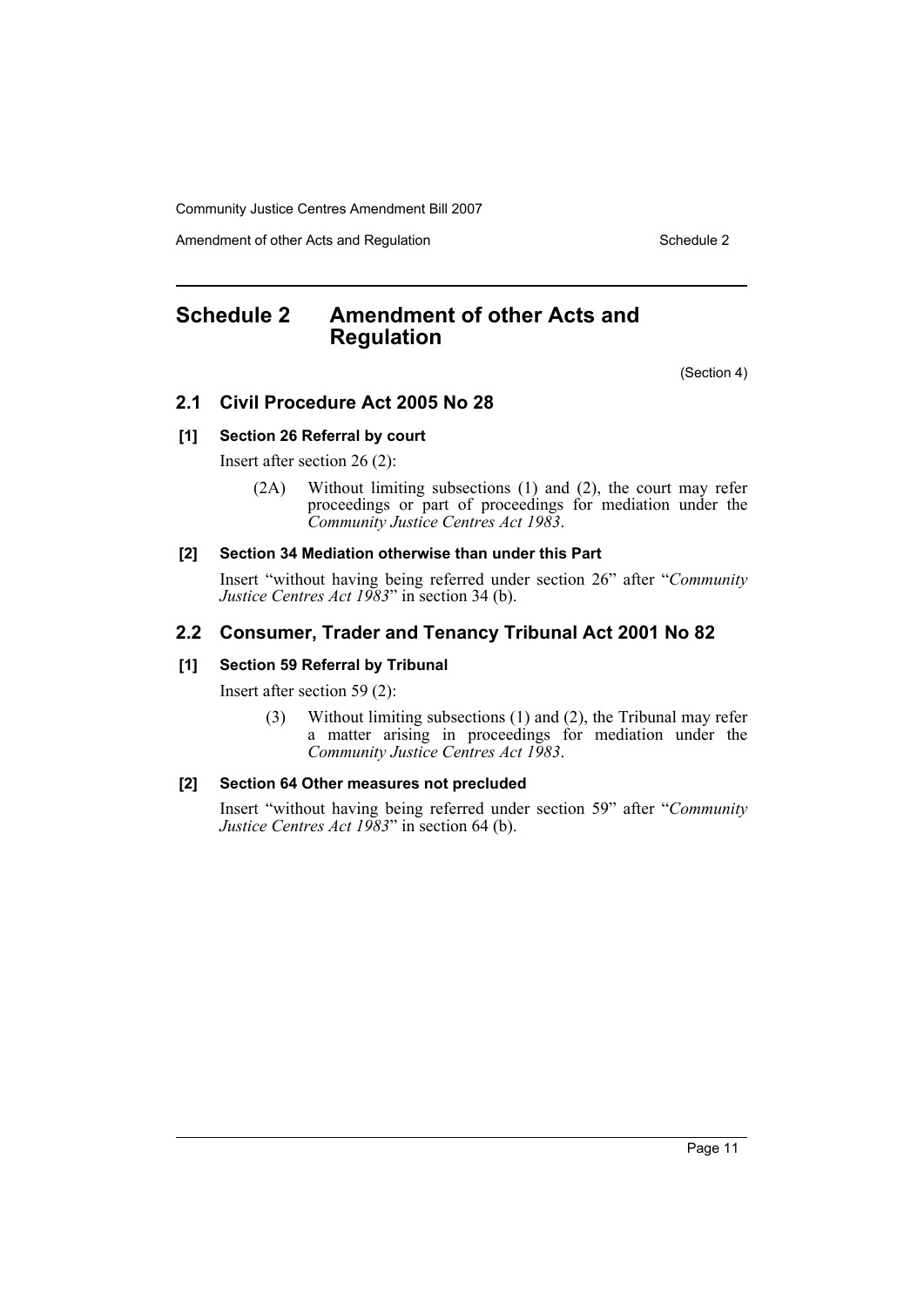# Schedule 2 Amendment of other Acts and Regulation

(Section 4)

## 2.1 Civil Procedure Act 2005 No 28

### [1] Section 26 Referral by court

Insert after section 26 (2):

> (2A) Without limiting subsections (1) and (2), the court may refer proceedings or part of proceedings for mediation under the *Community Justice Centres Act 1983*.

### [2] Section 34 Mediation otherwise than under this Part

Insert "without having being referred under section 26" after "*Community Justice Centres Act 1983*" in section 34 (b).

## 2.2 Consumer, Trader and Tenancy Tribunal Act 2001 No 82

### [1] Section 59 Referral by Tribunal

Insert after section 59 (2):

> (3) Without limiting subsections (1) and (2), the Tribunal may refer a matter arising in proceedings for mediation under the *Community Justice Centres Act 1983*.

### [2] Section 64 Other measures not precluded

Insert "without having being referred under section 59" after "*Community Justice Centres Act 1983*" in section 64 (b).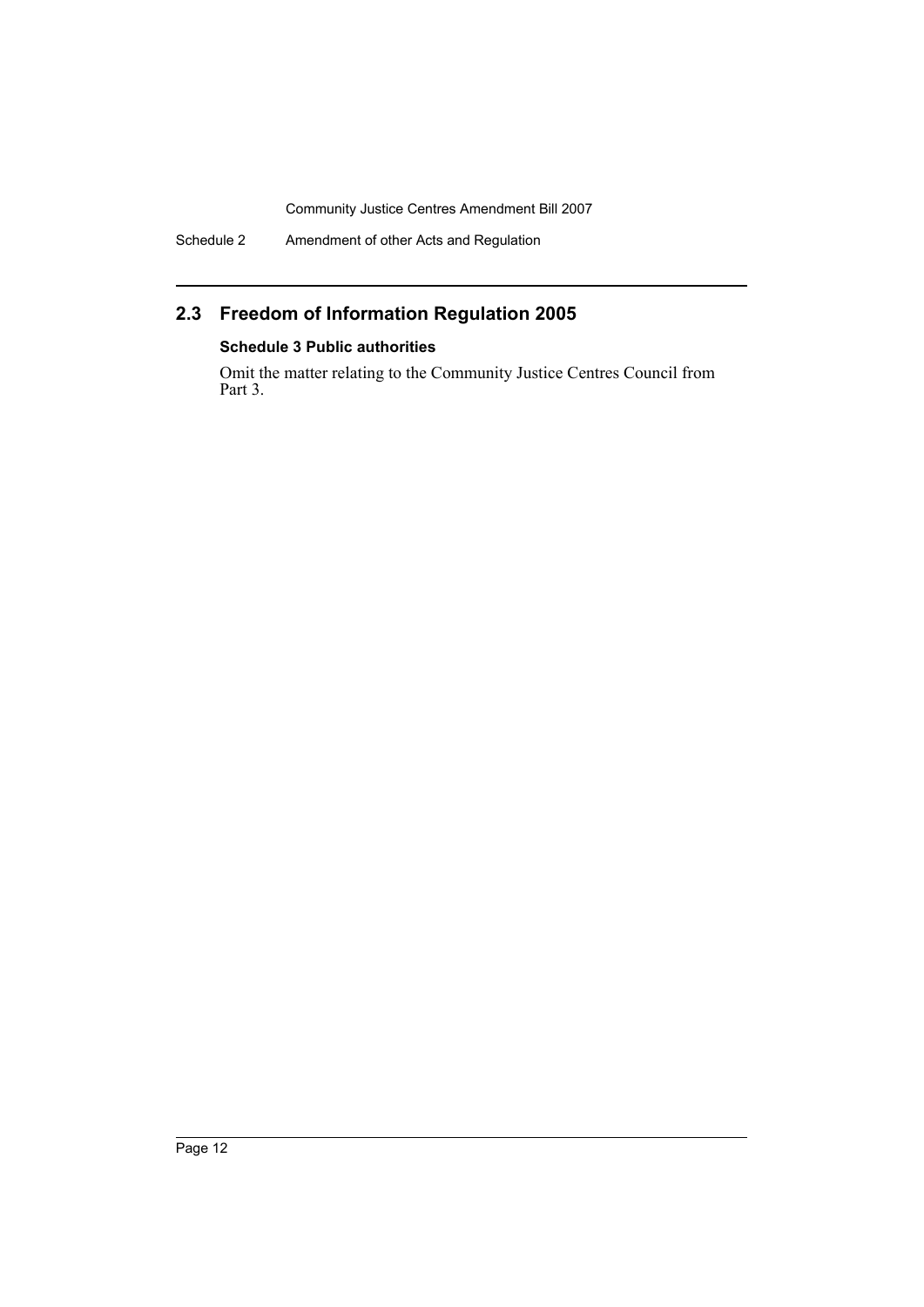## 2.3 Freedom of Information Regulation 2005

### Schedule 3 Public authorities

Omit the matter relating to the Community Justice Centres Council from Part 3.